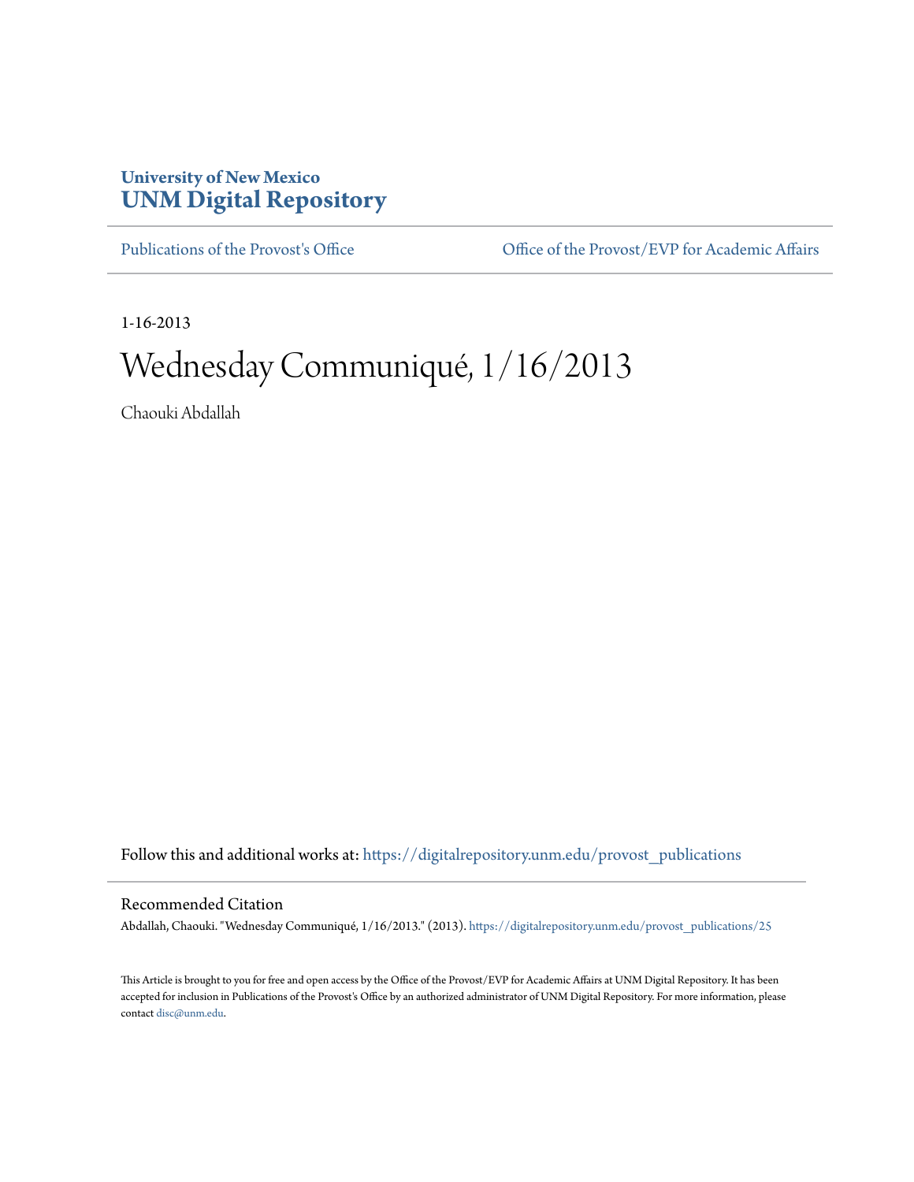University of New Mexico
**UNM Digital Repository**

Publications of the Provost's Office | Office of the Provost/EVP for Academic Affairs

1-16-2013

# Wednesday Communiqué, 1/16/2013

Chaouki Abdallah

Follow this and additional works at: https://digitalrepository.unm.edu/provost_publications

## Recommended Citation

Abdallah, Chaouki. "Wednesday Communiqué, 1/16/2013." (2013). https://digitalrepository.unm.edu/provost_publications/25

This Article is brought to you for free and open access by the Office of the Provost/EVP for Academic Affairs at UNM Digital Repository. It has been accepted for inclusion in Publications of the Provost's Office by an authorized administrator of UNM Digital Repository. For more information, please contact disc@unm.edu.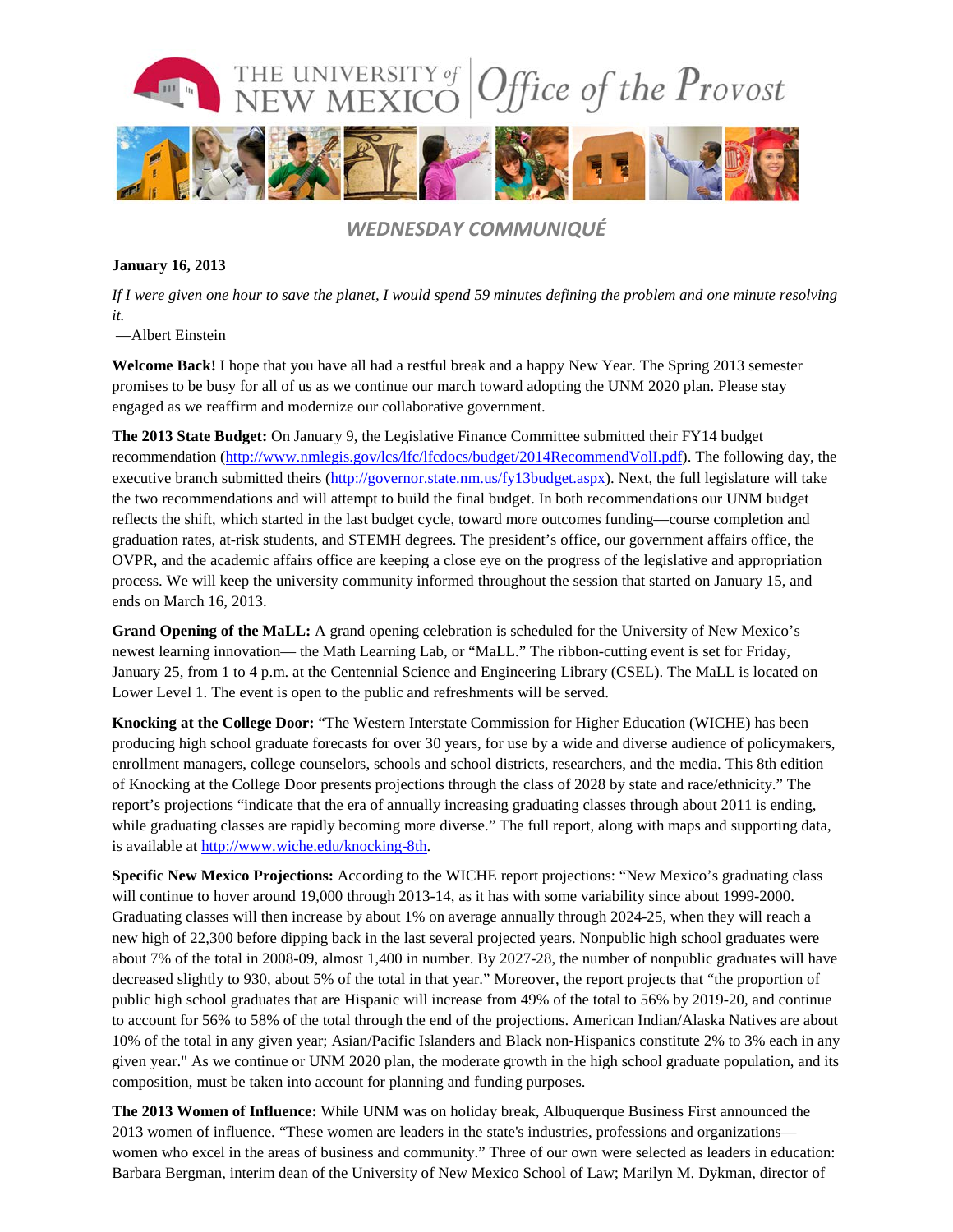# WEDNESDAY COMMUNIQUÉ

**January 16, 2013**

*If I were given one hour to save the planet, I would spend 59 minutes defining the problem and one minute resolving it.*

—Albert Einstein

**Welcome Back!** I hope that you have all had a restful break and a happy New Year. The Spring 2013 semester promises to be busy for all of us as we continue our march toward adopting the UNM 2020 plan. Please stay engaged as we reaffirm and modernize our collaborative government.

**The 2013 State Budget:** On January 9, the Legislative Finance Committee submitted their FY14 budget recommendation (http://www.nmlegis.gov/lcs/lfc/lfcdocs/budget/2014RecommendVolI.pdf). The following day, the executive branch submitted theirs (http://governor.state.nm.us/fy13budget.aspx). Next, the full legislature will take the two recommendations and will attempt to build the final budget. In both recommendations our UNM budget reflects the shift, which started in the last budget cycle, toward more outcomes funding—course completion and graduation rates, at-risk students, and STEMH degrees. The president's office, our government affairs office, the OVPR, and the academic affairs office are keeping a close eye on the progress of the legislative and appropriation process. We will keep the university community informed throughout the session that started on January 15, and ends on March 16, 2013.

**Grand Opening of the MaLL:** A grand opening celebration is scheduled for the University of New Mexico's newest learning innovation— the Math Learning Lab, or "MaLL." The ribbon-cutting event is set for Friday, January 25, from 1 to 4 p.m. at the Centennial Science and Engineering Library (CSEL). The MaLL is located on Lower Level 1. The event is open to the public and refreshments will be served.

**Knocking at the College Door:** "The Western Interstate Commission for Higher Education (WICHE) has been producing high school graduate forecasts for over 30 years, for use by a wide and diverse audience of policymakers, enrollment managers, college counselors, schools and school districts, researchers, and the media. This 8th edition of Knocking at the College Door presents projections through the class of 2028 by state and race/ethnicity." The report's projections "indicate that the era of annually increasing graduating classes through about 2011 is ending, while graduating classes are rapidly becoming more diverse." The full report, along with maps and supporting data, is available at http://www.wiche.edu/knocking-8th.

**Specific New Mexico Projections:** According to the WICHE report projections: "New Mexico's graduating class will continue to hover around 19,000 through 2013-14, as it has with some variability since about 1999-2000. Graduating classes will then increase by about 1% on average annually through 2024-25, when they will reach a new high of 22,300 before dipping back in the last several projected years. Nonpublic high school graduates were about 7% of the total in 2008-09, almost 1,400 in number. By 2027-28, the number of nonpublic graduates will have decreased slightly to 930, about 5% of the total in that year." Moreover, the report projects that "the proportion of public high school graduates that are Hispanic will increase from 49% of the total to 56% by 2019-20, and continue to account for 56% to 58% of the total through the end of the projections. American Indian/Alaska Natives are about 10% of the total in any given year; Asian/Pacific Islanders and Black non-Hispanics constitute 2% to 3% each in any given year." As we continue or UNM 2020 plan, the moderate growth in the high school graduate population, and its composition, must be taken into account for planning and funding purposes.

**The 2013 Women of Influence:** While UNM was on holiday break, Albuquerque Business First announced the 2013 women of influence. "These women are leaders in the state's industries, professions and organizations—women who excel in the areas of business and community." Three of our own were selected as leaders in education: Barbara Bergman, interim dean of the University of New Mexico School of Law; Marilyn M. Dykman, director of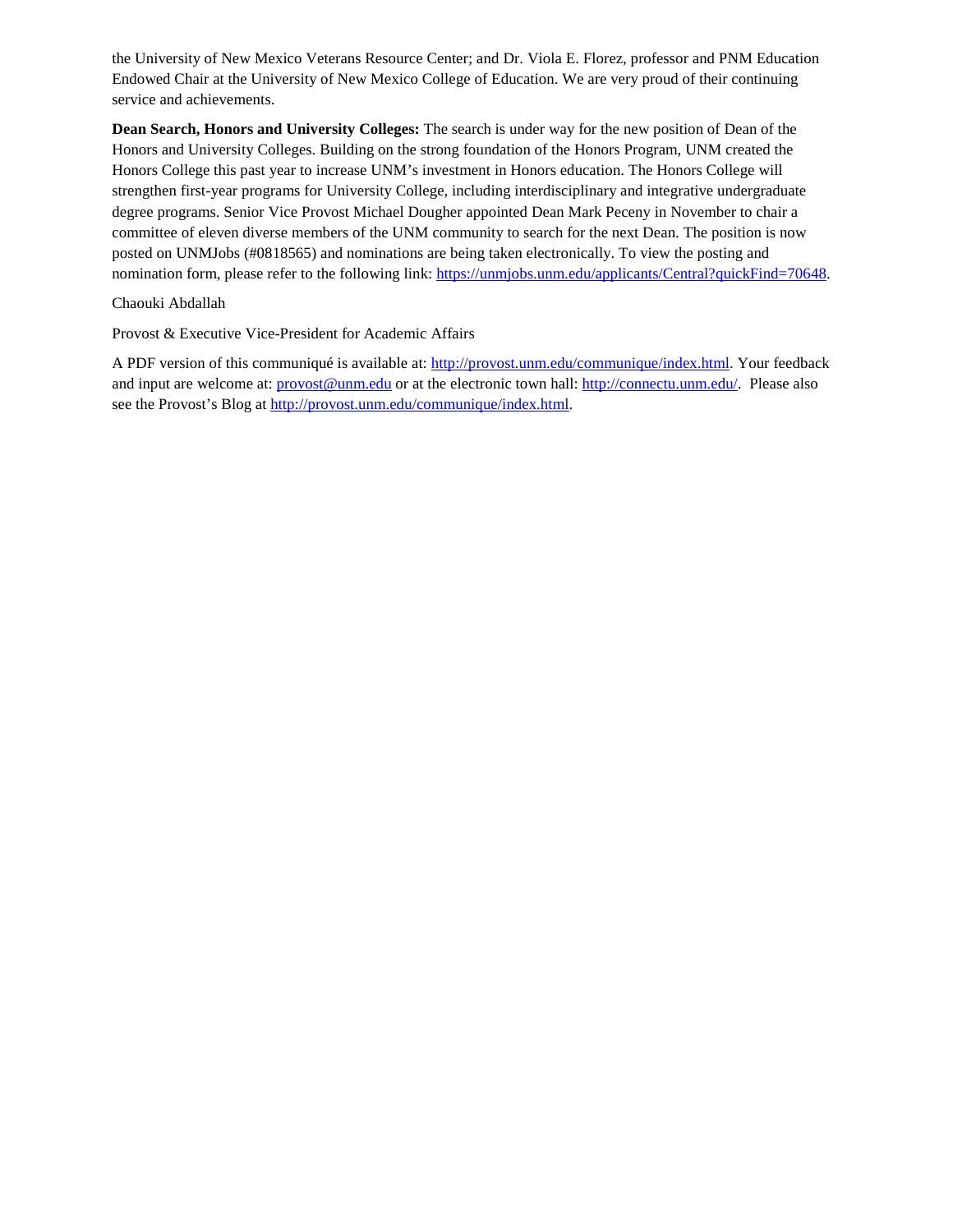the University of New Mexico Veterans Resource Center; and Dr. Viola E. Florez, professor and PNM Education Endowed Chair at the University of New Mexico College of Education. We are very proud of their continuing service and achievements.

**Dean Search, Honors and University Colleges:** The search is under way for the new position of Dean of the Honors and University Colleges. Building on the strong foundation of the Honors Program, UNM created the Honors College this past year to increase UNM's investment in Honors education. The Honors College will strengthen first-year programs for University College, including interdisciplinary and integrative undergraduate degree programs. Senior Vice Provost Michael Dougher appointed Dean Mark Peceny in November to chair a committee of eleven diverse members of the UNM community to search for the next Dean. The position is now posted on UNMJobs (#0818565) and nominations are being taken electronically. To view the posting and nomination form, please refer to the following link: https://unmjobs.unm.edu/applicants/Central?quickFind=70648.

Chaouki Abdallah

Provost & Executive Vice-President for Academic Affairs

A PDF version of this communiqué is available at: http://provost.unm.edu/communique/index.html. Your feedback and input are welcome at: provost@unm.edu or at the electronic town hall: http://connectu.unm.edu/. Please also see the Provost's Blog at http://provost.unm.edu/communique/index.html.